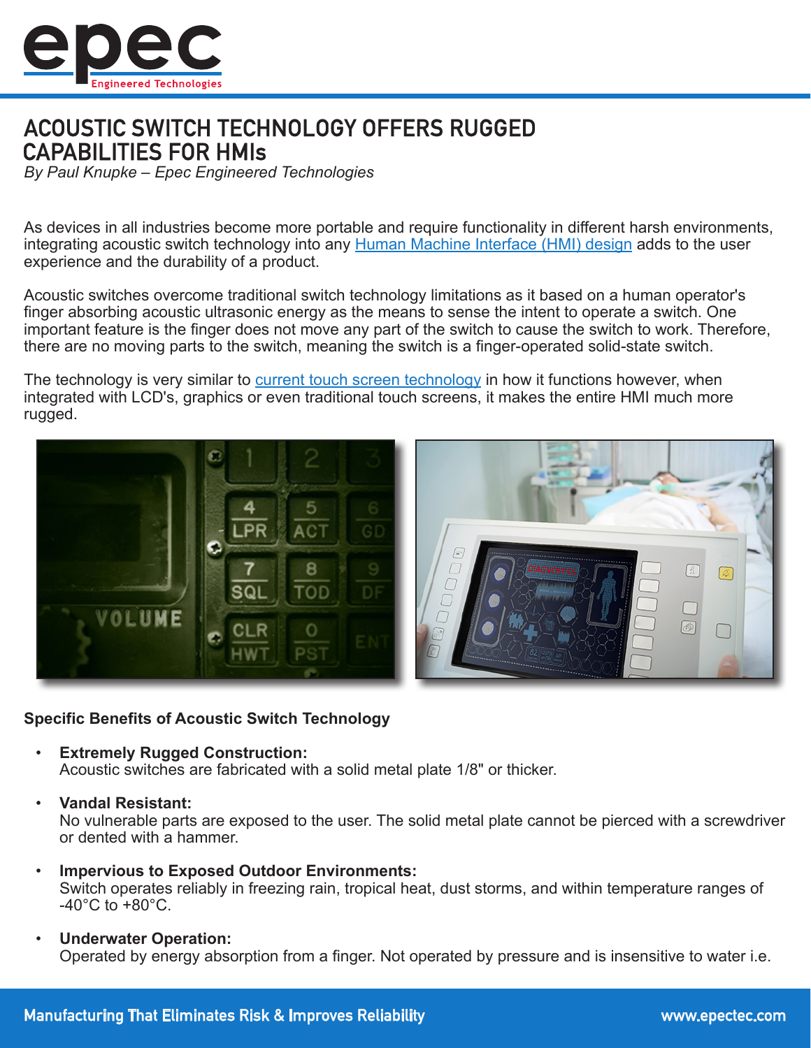# ACOUSTIC SWITCH TECHNOLOGY OFFERS RUGGED CAPABILITIES FOR HMIs

*By Paul Knupke – Epec Engineered Technologies*

As devices in all industries become more portable and require functionality in different harsh environments, integrating acoustic switch technology into any [Human Machine Interface (HMI) design]() adds to the user experience and the durability of a product.

Acoustic switches overcome traditional switch technology limitations as it based on a human operator's finger absorbing acoustic ultrasonic energy as the means to sense the intent to operate a switch. One important feature is the finger does not move any part of the switch to cause the switch to work. Therefore, there are no moving parts to the switch, meaning the switch is a finger-operated solid-state switch.

The technology is very similar to [current touch screen technology]() in how it functions however, when integrated with LCD's, graphics or even traditional touch screens, it makes the entire HMI much more rugged.

**Specific Benefits of Acoustic Switch Technology**

- **Extremely Rugged Construction:**
  Acoustic switches are fabricated with a solid metal plate 1/8" or thicker.

- **Vandal Resistant:**
  No vulnerable parts are exposed to the user. The solid metal plate cannot be pierced with a screwdriver or dented with a hammer.

- **Impervious to Exposed Outdoor Environments:**
  Switch operates reliably in freezing rain, tropical heat, dust storms, and within temperature ranges of -40°C to +80°C.

- **Underwater Operation:**
  Operated by energy absorption from a finger. Not operated by pressure and is insensitive to water i.e.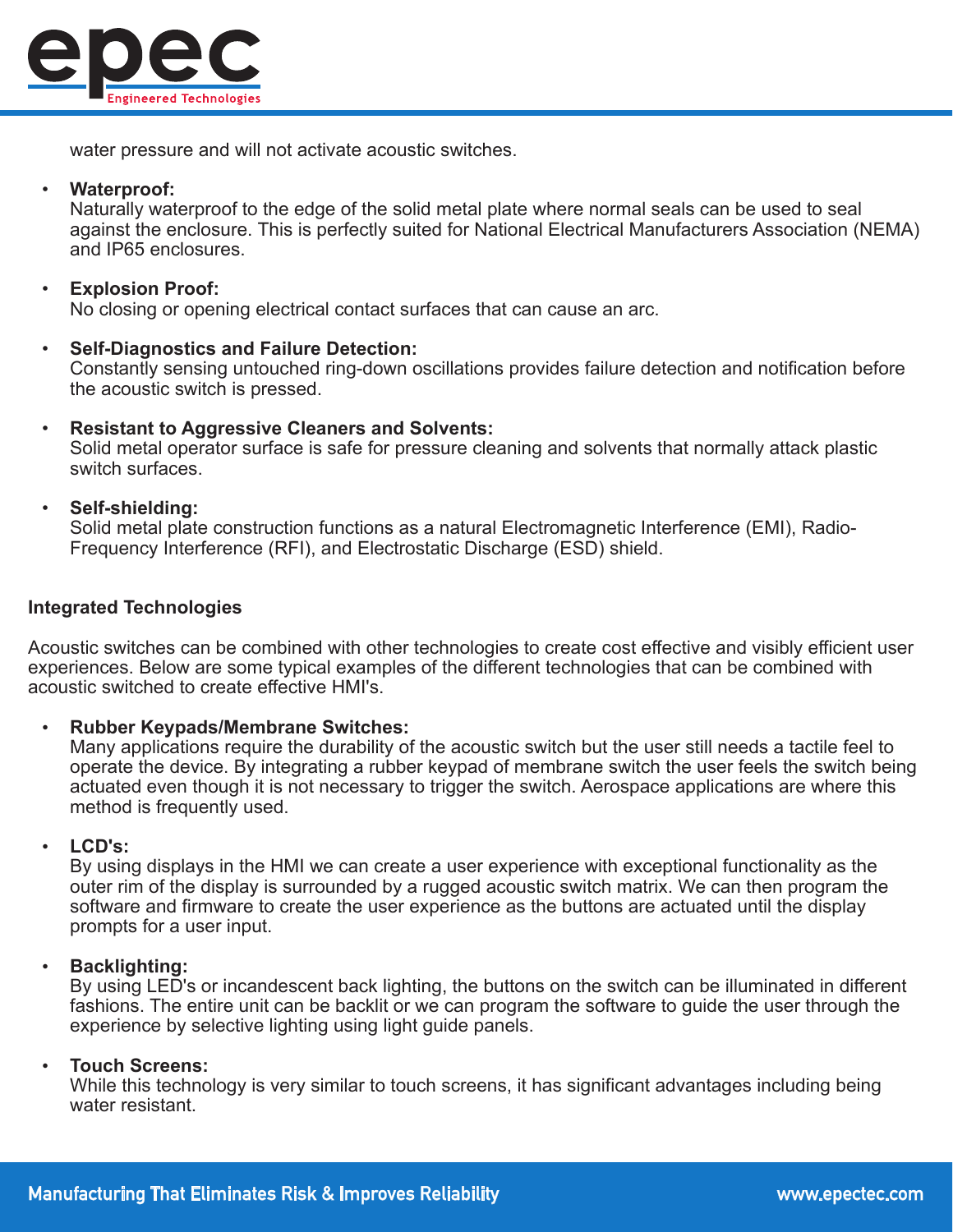water pressure and will not activate acoustic switches.

- **Waterproof:**
  Naturally waterproof to the edge of the solid metal plate where normal seals can be used to seal against the enclosure. This is perfectly suited for National Electrical Manufacturers Association (NEMA) and IP65 enclosures.

- **Explosion Proof:**
  No closing or opening electrical contact surfaces that can cause an arc.

- **Self-Diagnostics and Failure Detection:**
  Constantly sensing untouched ring-down oscillations provides failure detection and notification before the acoustic switch is pressed.

- **Resistant to Aggressive Cleaners and Solvents:**
  Solid metal operator surface is safe for pressure cleaning and solvents that normally attack plastic switch surfaces.

- **Self-shielding:**
  Solid metal plate construction functions as a natural Electromagnetic Interference (EMI), Radio-Frequency Interference (RFI), and Electrostatic Discharge (ESD) shield.

**Integrated Technologies**

Acoustic switches can be combined with other technologies to create cost effective and visibly efficient user experiences. Below are some typical examples of the different technologies that can be combined with acoustic switched to create effective HMI's.

- **Rubber Keypads/Membrane Switches:**
  Many applications require the durability of the acoustic switch but the user still needs a tactile feel to operate the device. By integrating a rubber keypad of membrane switch the user feels the switch being actuated even though it is not necessary to trigger the switch. Aerospace applications are where this method is frequently used.

- **LCD's:**
  By using displays in the HMI we can create a user experience with exceptional functionality as the outer rim of the display is surrounded by a rugged acoustic switch matrix. We can then program the software and firmware to create the user experience as the buttons are actuated until the display prompts for a user input.

- **Backlighting:**
  By using LED's or incandescent back lighting, the buttons on the switch can be illuminated in different fashions. The entire unit can be backlit or we can program the software to guide the user through the experience by selective lighting using light guide panels.

- **Touch Screens:**
  While this technology is very similar to touch screens, it has significant advantages including being water resistant.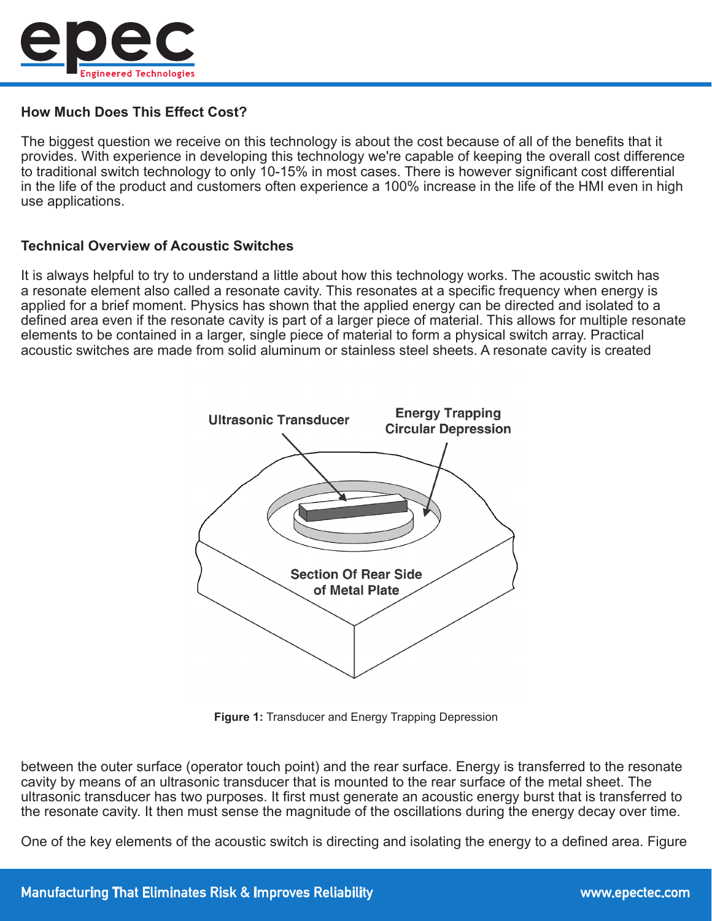### How Much Does This Effect Cost?

The biggest question we receive on this technology is about the cost because of all of the benefits that it provides. With experience in developing this technology we're capable of keeping the overall cost difference to traditional switch technology to only 10-15% in most cases. There is however significant cost differential in the life of the product and customers often experience a 100% increase in the life of the HMI even in high use applications.

### Technical Overview of Acoustic Switches

It is always helpful to try to understand a little about how this technology works. The acoustic switch has a resonate element also called a resonate cavity. This resonates at a specific frequency when energy is applied for a brief moment. Physics has shown that the applied energy can be directed and isolated to a defined area even if the resonate cavity is part of a larger piece of material. This allows for multiple resonate elements to be contained in a larger, single piece of material to form a physical switch array. Practical acoustic switches are made from solid aluminum or stainless steel sheets. A resonate cavity is created between the outer surface (operator touch point) and the rear surface. Energy is transferred to the resonate cavity by means of an ultrasonic transducer that is mounted to the rear surface of the metal sheet. The ultrasonic transducer has two purposes. It first must generate an acoustic energy burst that is transferred to the resonate cavity. It then must sense the magnitude of the oscillations during the energy decay over time.

**Figure 1:** Transducer and Energy Trapping Depression

One of the key elements of the acoustic switch is directing and isolating the energy to a defined area. Figure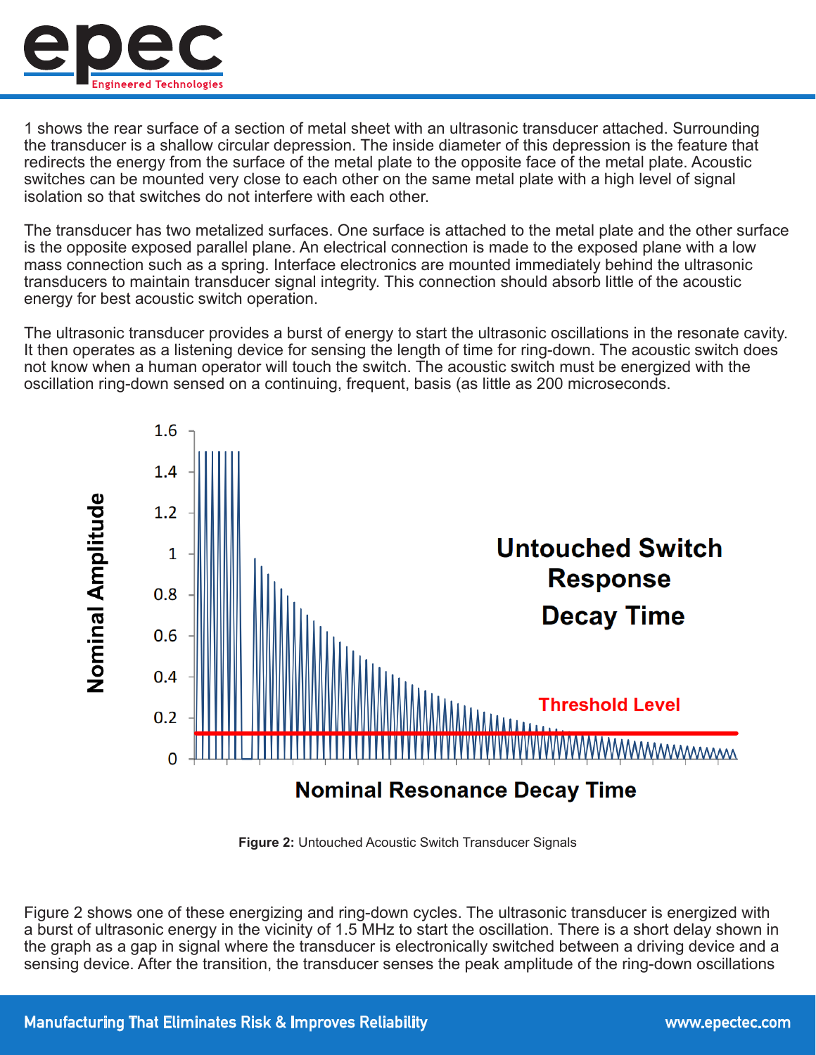1 shows the rear surface of a section of metal sheet with an ultrasonic transducer attached. Surrounding the transducer is a shallow circular depression. The inside diameter of this depression is the feature that redirects the energy from the surface of the metal plate to the opposite face of the metal plate. Acoustic switches can be mounted very close to each other on the same metal plate with a high level of signal isolation so that switches do not interfere with each other.

The transducer has two metalized surfaces. One surface is attached to the metal plate and the other surface is the opposite exposed parallel plane. An electrical connection is made to the exposed plane with a low mass connection such as a spring. Interface electronics are mounted immediately behind the ultrasonic transducers to maintain transducer signal integrity. This connection should absorb little of the acoustic energy for best acoustic switch operation.

The ultrasonic transducer provides a burst of energy to start the ultrasonic oscillations in the resonate cavity. It then operates as a listening device for sensing the length of time for ring-down. The acoustic switch does not know when a human operator will touch the switch. The acoustic switch must be energized with the oscillation ring-down sensed on a continuing, frequent, basis (as little as 200 microseconds.

**Figure 2:** Untouched Acoustic Switch Transducer Signals

Figure 2 shows one of these energizing and ring-down cycles. The ultrasonic transducer is energized with a burst of ultrasonic energy in the vicinity of 1.5 MHz to start the oscillation. There is a short delay shown in the graph as a gap in signal where the transducer is electronically switched between a driving device and a sensing device. After the transition, the transducer senses the peak amplitude of the ring-down oscillations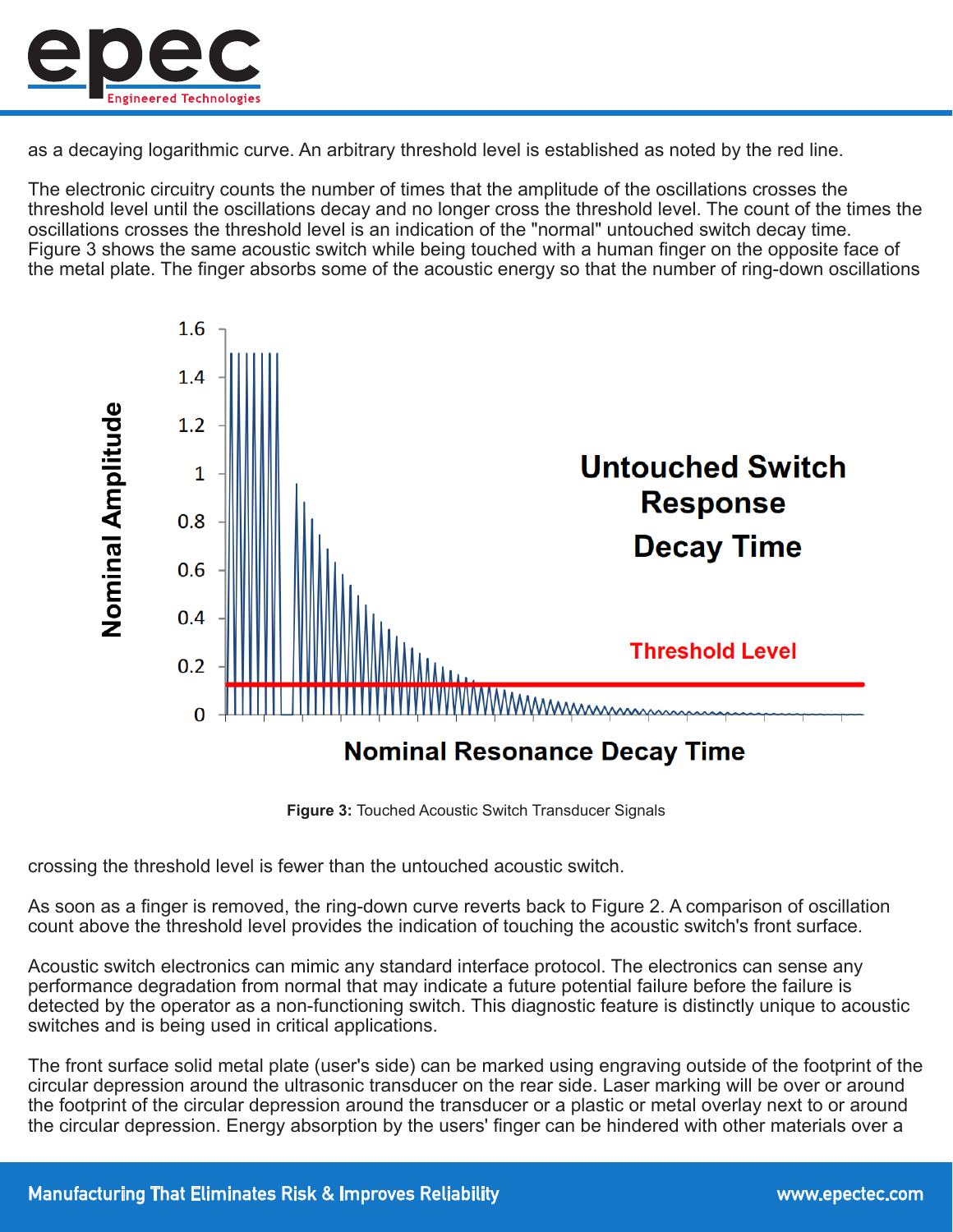as a decaying logarithmic curve. An arbitrary threshold level is established as noted by the red line.

The electronic circuitry counts the number of times that the amplitude of the oscillations crosses the threshold level until the oscillations decay and no longer cross the threshold level. The count of the times the oscillations crosses the threshold level is an indication of the "normal" untouched switch decay time. Figure 3 shows the same acoustic switch while being touched with a human finger on the opposite face of the metal plate. The finger absorbs some of the acoustic energy so that the number of ring-down oscillations

**Figure 3:** Touched Acoustic Switch Transducer Signals

crossing the threshold level is fewer than the untouched acoustic switch.

As soon as a finger is removed, the ring-down curve reverts back to Figure 2. A comparison of oscillation count above the threshold level provides the indication of touching the acoustic switch's front surface.

Acoustic switch electronics can mimic any standard interface protocol. The electronics can sense any performance degradation from normal that may indicate a future potential failure before the failure is detected by the operator as a non-functioning switch. This diagnostic feature is distinctly unique to acoustic switches and is being used in critical applications.

The front surface solid metal plate (user's side) can be marked using engraving outside of the footprint of the circular depression around the ultrasonic transducer on the rear side. Laser marking will be over or around the footprint of the circular depression around the transducer or a plastic or metal overlay next to or around the circular depression. Energy absorption by the users' finger can be hindered with other materials over a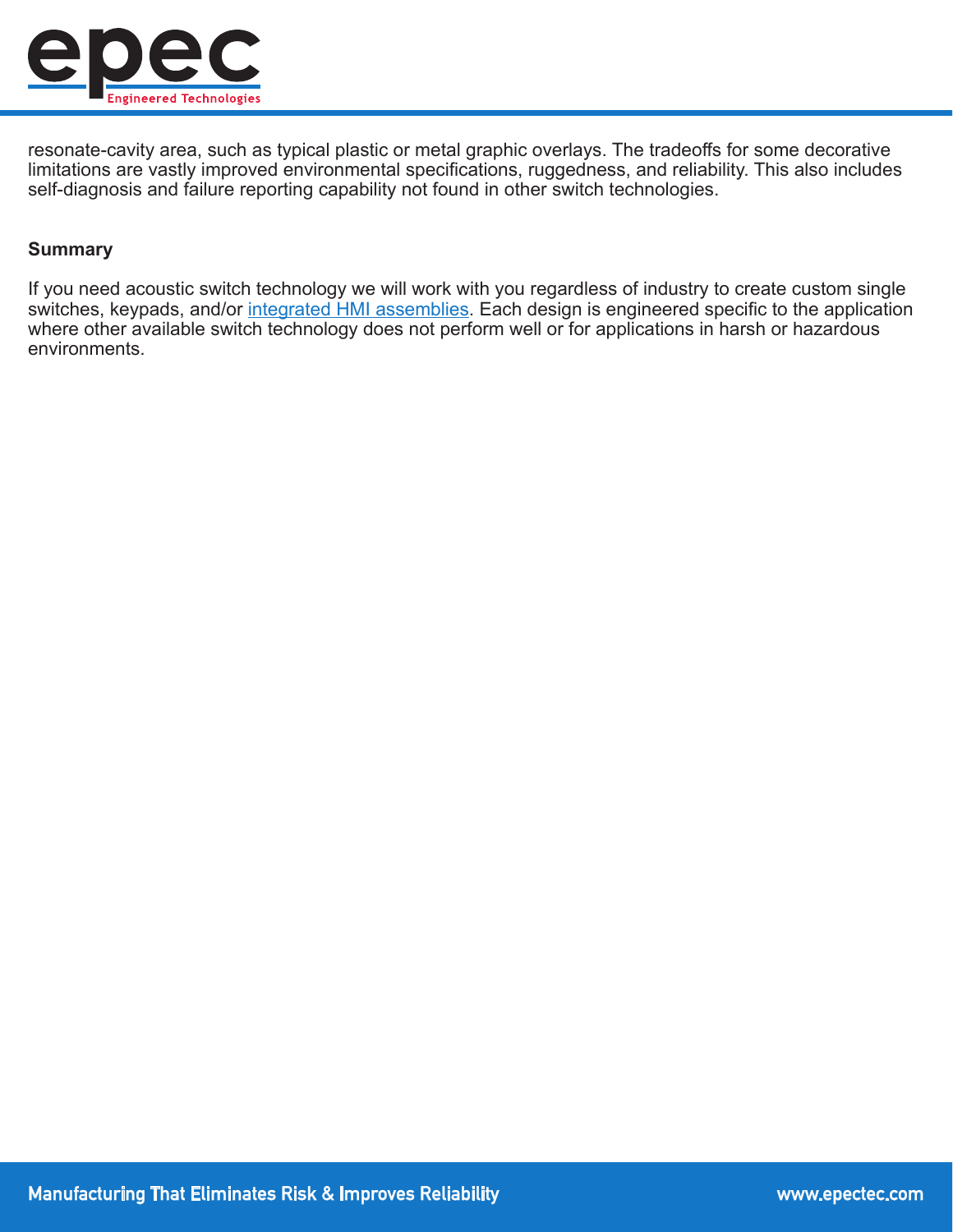resonate-cavity area, such as typical plastic or metal graphic overlays. The tradeoffs for some decorative limitations are vastly improved environmental specifications, ruggedness, and reliability. This also includes self-diagnosis and failure reporting capability not found in other switch technologies.

**Summary**

If you need acoustic switch technology we will work with you regardless of industry to create custom single switches, keypads, and/or integrated HMI assemblies. Each design is engineered specific to the application where other available switch technology does not perform well or for applications in harsh or hazardous environments.